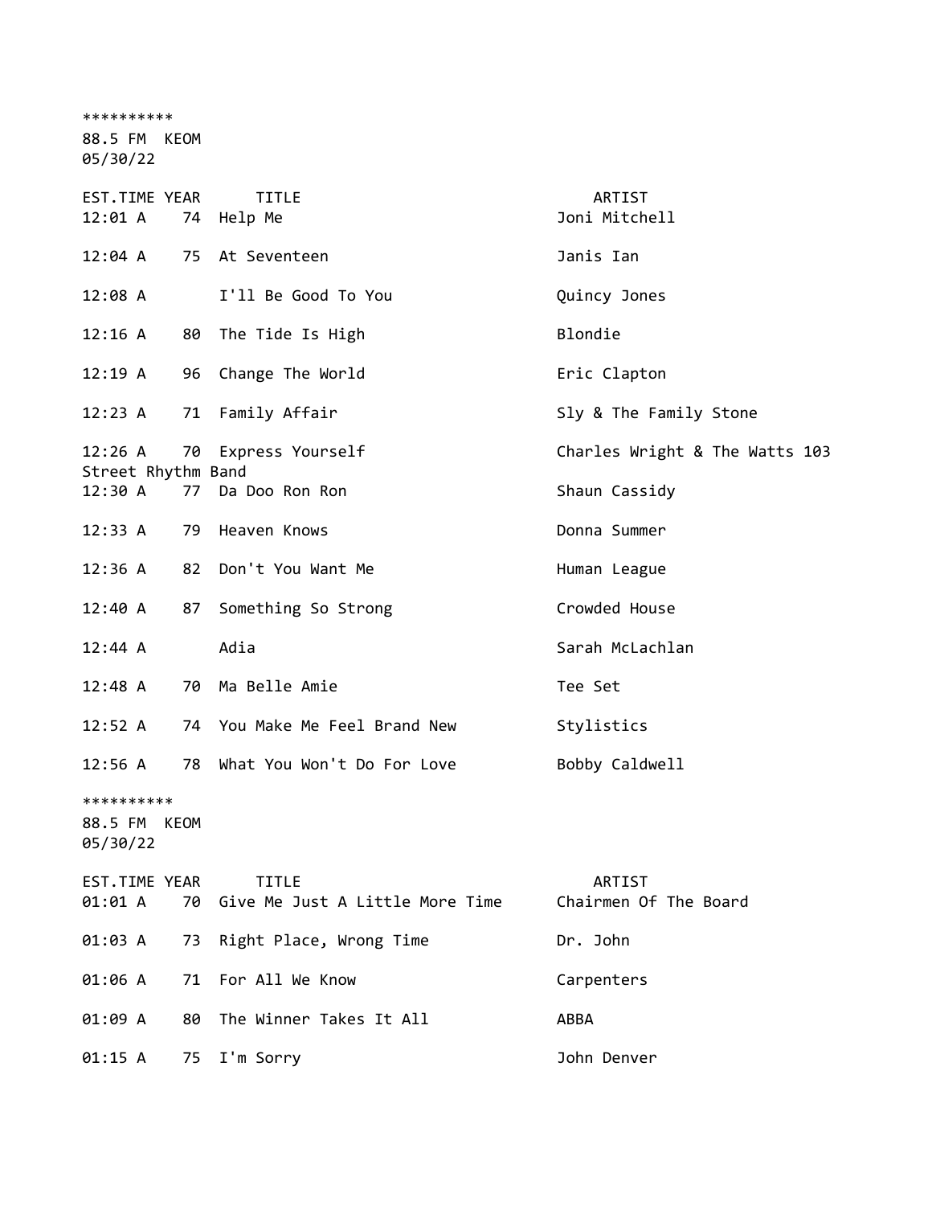**********
88.5 FM KEOM
05/30/22

| EST.TIME | YEAR | TITLE | ARTIST |
|---|---|---|---|
| 12:01 A | 74 | Help Me | Joni Mitchell |
| 12:04 A | 75 | At Seventeen | Janis Ian |
| 12:08 A | | I'll Be Good To You | Quincy Jones |
| 12:16 A | 80 | The Tide Is High | Blondie |
| 12:19 A | 96 | Change The World | Eric Clapton |
| 12:23 A | 71 | Family Affair | Sly & The Family Stone |
| 12:26 A | 70 | Express Yourself | Charles Wright & The Watts 103 Street Rhythm Band |
| 12:30 A | 77 | Da Doo Ron Ron | Shaun Cassidy |
| 12:33 A | 79 | Heaven Knows | Donna Summer |
| 12:36 A | 82 | Don't You Want Me | Human League |
| 12:40 A | 87 | Something So Strong | Crowded House |
| 12:44 A | | Adia | Sarah McLachlan |
| 12:48 A | 70 | Ma Belle Amie | Tee Set |
| 12:52 A | 74 | You Make Me Feel Brand New | Stylistics |
| 12:56 A | 78 | What You Won't Do For Love | Bobby Caldwell |

**********
88.5 FM KEOM
05/30/22

| EST.TIME | YEAR | TITLE | ARTIST |
|---|---|---|---|
| 01:01 A | 70 | Give Me Just A Little More Time | Chairmen Of The Board |
| 01:03 A | 73 | Right Place, Wrong Time | Dr. John |
| 01:06 A | 71 | For All We Know | Carpenters |
| 01:09 A | 80 | The Winner Takes It All | ABBA |
| 01:15 A | 75 | I'm Sorry | John Denver |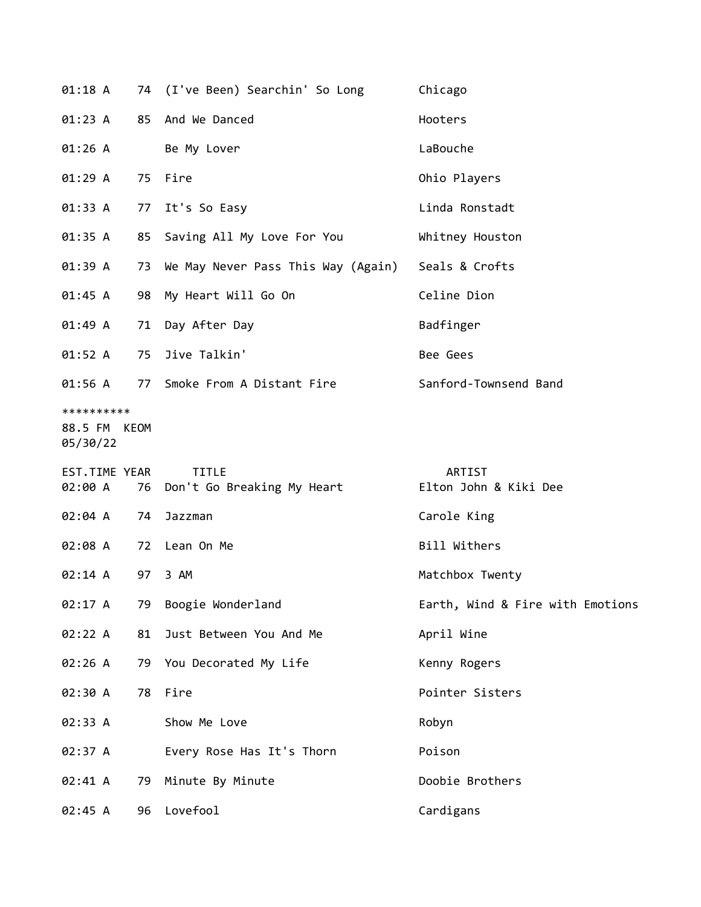| | | | |
|---|---|---|---|
| 01:18 A | 74 | (I've Been) Searchin' So Long | Chicago |
| 01:23 A | 85 | And We Danced | Hooters |
| 01:26 A | | Be My Lover | LaBouche |
| 01:29 A | 75 | Fire | Ohio Players |
| 01:33 A | 77 | It's So Easy | Linda Ronstadt |
| 01:35 A | 85 | Saving All My Love For You | Whitney Houston |
| 01:39 A | 73 | We May Never Pass This Way (Again) | Seals & Crofts |
| 01:45 A | 98 | My Heart Will Go On | Celine Dion |
| 01:49 A | 71 | Day After Day | Badfinger |
| 01:52 A | 75 | Jive Talkin' | Bee Gees |
| 01:56 A | 77 | Smoke From A Distant Fire | Sanford-Townsend Band |

**********
88.5 FM KEOM
05/30/22

| EST.TIME | YEAR | TITLE | ARTIST |
|---|---|---|---|
| 02:00 A | 76 | Don't Go Breaking My Heart | Elton John & Kiki Dee |
| 02:04 A | 74 | Jazzman | Carole King |
| 02:08 A | 72 | Lean On Me | Bill Withers |
| 02:14 A | 97 | 3 AM | Matchbox Twenty |
| 02:17 A | 79 | Boogie Wonderland | Earth, Wind & Fire with Emotions |
| 02:22 A | 81 | Just Between You And Me | April Wine |
| 02:26 A | 79 | You Decorated My Life | Kenny Rogers |
| 02:30 A | 78 | Fire | Pointer Sisters |
| 02:33 A | | Show Me Love | Robyn |
| 02:37 A | | Every Rose Has It's Thorn | Poison |
| 02:41 A | 79 | Minute By Minute | Doobie Brothers |
| 02:45 A | 96 | Lovefool | Cardigans |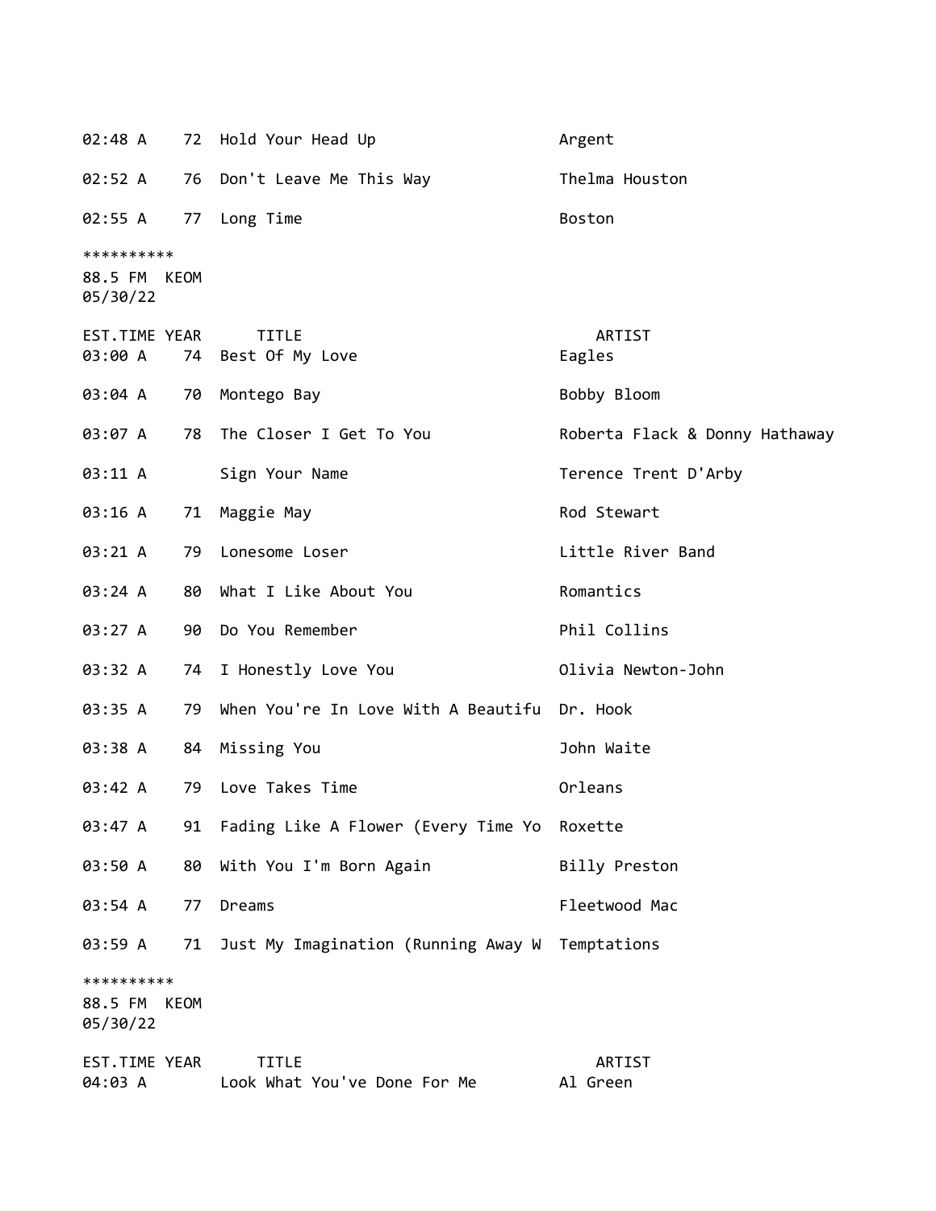| | | | |
|---|---|---|---|
| 02:48 A | 72 | Hold Your Head Up | Argent |
| 02:52 A | 76 | Don't Leave Me This Way | Thelma Houston |
| 02:55 A | 77 | Long Time | Boston |

**********
88.5 FM  KEOM
05/30/22

| EST.TIME | YEAR | TITLE | ARTIST |
|---|---|---|---|
| 03:00 A | 74 | Best Of My Love | Eagles |
| 03:04 A | 70 | Montego Bay | Bobby Bloom |
| 03:07 A | 78 | The Closer I Get To You | Roberta Flack & Donny Hathaway |
| 03:11 A | | Sign Your Name | Terence Trent D'Arby |
| 03:16 A | 71 | Maggie May | Rod Stewart |
| 03:21 A | 79 | Lonesome Loser | Little River Band |
| 03:24 A | 80 | What I Like About You | Romantics |
| 03:27 A | 90 | Do You Remember | Phil Collins |
| 03:32 A | 74 | I Honestly Love You | Olivia Newton-John |
| 03:35 A | 79 | When You're In Love With A Beautifu | Dr. Hook |
| 03:38 A | 84 | Missing You | John Waite |
| 03:42 A | 79 | Love Takes Time | Orleans |
| 03:47 A | 91 | Fading Like A Flower (Every Time Yo | Roxette |
| 03:50 A | 80 | With You I'm Born Again | Billy Preston |
| 03:54 A | 77 | Dreams | Fleetwood Mac |
| 03:59 A | 71 | Just My Imagination (Running Away W | Temptations |

**********
88.5 FM  KEOM
05/30/22

| EST.TIME | YEAR | TITLE | ARTIST |
|---|---|---|---|
| 04:03 A | | Look What You've Done For Me | Al Green |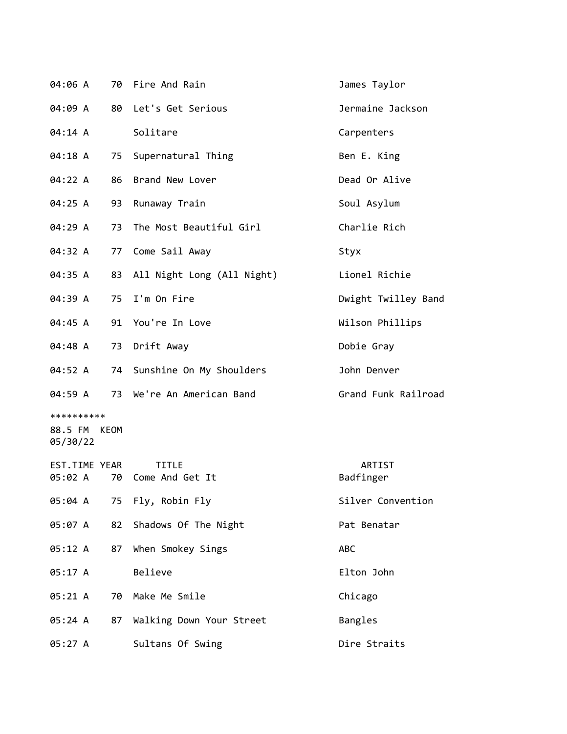| | | | |
|---|---|---|---|
| 04:06 A | 70 | Fire And Rain | James Taylor |
| 04:09 A | 80 | Let's Get Serious | Jermaine Jackson |
| 04:14 A | | Solitare | Carpenters |
| 04:18 A | 75 | Supernatural Thing | Ben E. King |
| 04:22 A | 86 | Brand New Lover | Dead Or Alive |
| 04:25 A | 93 | Runaway Train | Soul Asylum |
| 04:29 A | 73 | The Most Beautiful Girl | Charlie Rich |
| 04:32 A | 77 | Come Sail Away | Styx |
| 04:35 A | 83 | All Night Long (All Night) | Lionel Richie |
| 04:39 A | 75 | I'm On Fire | Dwight Twilley Band |
| 04:45 A | 91 | You're In Love | Wilson Phillips |
| 04:48 A | 73 | Drift Away | Dobie Gray |
| 04:52 A | 74 | Sunshine On My Shoulders | John Denver |
| 04:59 A | 73 | We're An American Band | Grand Funk Railroad |

**********
88.5 FM KEOM
05/30/22

| EST.TIME | YEAR | TITLE | ARTIST |
|---|---|---|---|
| 05:02 A | 70 | Come And Get It | Badfinger |
| 05:04 A | 75 | Fly, Robin Fly | Silver Convention |
| 05:07 A | 82 | Shadows Of The Night | Pat Benatar |
| 05:12 A | 87 | When Smokey Sings | ABC |
| 05:17 A | | Believe | Elton John |
| 05:21 A | 70 | Make Me Smile | Chicago |
| 05:24 A | 87 | Walking Down Your Street | Bangles |
| 05:27 A | | Sultans Of Swing | Dire Straits |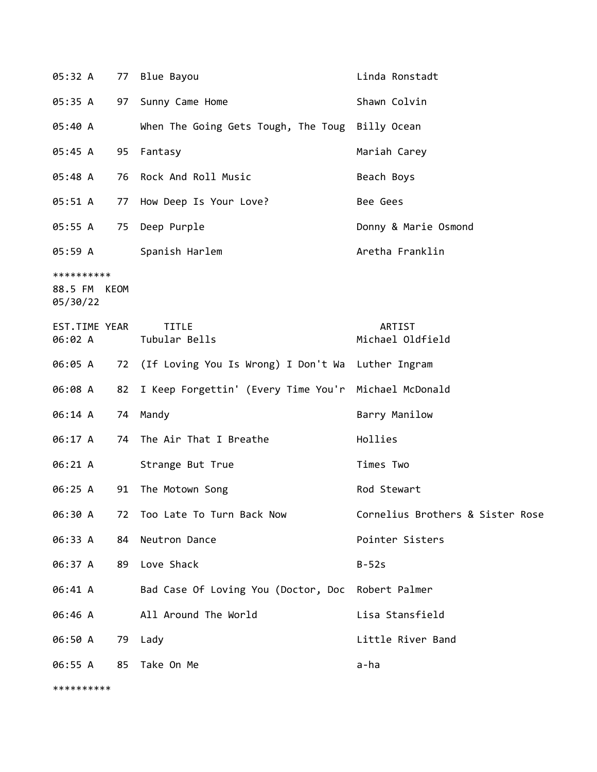| EST.TIME | YEAR | TITLE | ARTIST |
|---|---|---|---|
| 05:32 A | 77 | Blue Bayou | Linda Ronstadt |
| 05:35 A | 97 | Sunny Came Home | Shawn Colvin |
| 05:40 A | | When The Going Gets Tough, The Toug | Billy Ocean |
| 05:45 A | 95 | Fantasy | Mariah Carey |
| 05:48 A | 76 | Rock And Roll Music | Beach Boys |
| 05:51 A | 77 | How Deep Is Your Love? | Bee Gees |
| 05:55 A | 75 | Deep Purple | Donny & Marie Osmond |
| 05:59 A | | Spanish Harlem | Aretha Franklin |

**********
88.5 FM KEOM
05/30/22

| EST.TIME | YEAR | TITLE | ARTIST |
|---|---|---|---|
| 06:02 A | | Tubular Bells | Michael Oldfield |
| 06:05 A | 72 | (If Loving You Is Wrong) I Don't Wa | Luther Ingram |
| 06:08 A | 82 | I Keep Forgettin' (Every Time You'r | Michael McDonald |
| 06:14 A | 74 | Mandy | Barry Manilow |
| 06:17 A | 74 | The Air That I Breathe | Hollies |
| 06:21 A | | Strange But True | Times Two |
| 06:25 A | 91 | The Motown Song | Rod Stewart |
| 06:30 A | 72 | Too Late To Turn Back Now | Cornelius Brothers & Sister Rose |
| 06:33 A | 84 | Neutron Dance | Pointer Sisters |
| 06:37 A | 89 | Love Shack | B-52s |
| 06:41 A | | Bad Case Of Loving You (Doctor, Doc | Robert Palmer |
| 06:46 A | | All Around The World | Lisa Stansfield |
| 06:50 A | 79 | Lady | Little River Band |
| 06:55 A | 85 | Take On Me | a-ha |

**********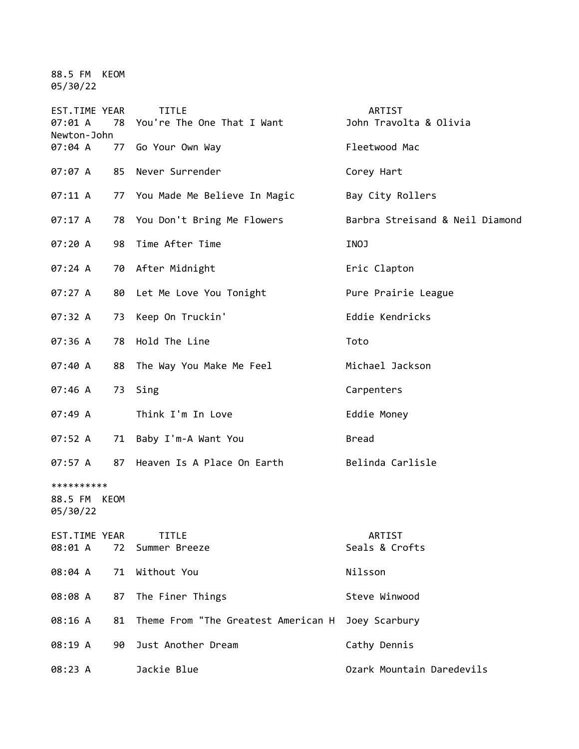88.5 FM KEOM
05/30/22

| EST.TIME | YEAR | TITLE | ARTIST |
|---|---|---|---|
| 07:01 A | 78 | You're The One That I Want | John Travolta & Olivia Newton-John |
| 07:04 A | 77 | Go Your Own Way | Fleetwood Mac |
| 07:07 A | 85 | Never Surrender | Corey Hart |
| 07:11 A | 77 | You Made Me Believe In Magic | Bay City Rollers |
| 07:17 A | 78 | You Don't Bring Me Flowers | Barbra Streisand & Neil Diamond |
| 07:20 A | 98 | Time After Time | INOJ |
| 07:24 A | 70 | After Midnight | Eric Clapton |
| 07:27 A | 80 | Let Me Love You Tonight | Pure Prairie League |
| 07:32 A | 73 | Keep On Truckin' | Eddie Kendricks |
| 07:36 A | 78 | Hold The Line | Toto |
| 07:40 A | 88 | The Way You Make Me Feel | Michael Jackson |
| 07:46 A | 73 | Sing | Carpenters |
| 07:49 A | | Think I'm In Love | Eddie Money |
| 07:52 A | 71 | Baby I'm-A Want You | Bread |
| 07:57 A | 87 | Heaven Is A Place On Earth | Belinda Carlisle |

**********

88.5 FM KEOM
05/30/22

| EST.TIME | YEAR | TITLE | ARTIST |
|---|---|---|---|
| 08:01 A | 72 | Summer Breeze | Seals & Crofts |
| 08:04 A | 71 | Without You | Nilsson |
| 08:08 A | 87 | The Finer Things | Steve Winwood |
| 08:16 A | 81 | Theme From "The Greatest American H | Joey Scarbury |
| 08:19 A | 90 | Just Another Dream | Cathy Dennis |
| 08:23 A | | Jackie Blue | Ozark Mountain Daredevils |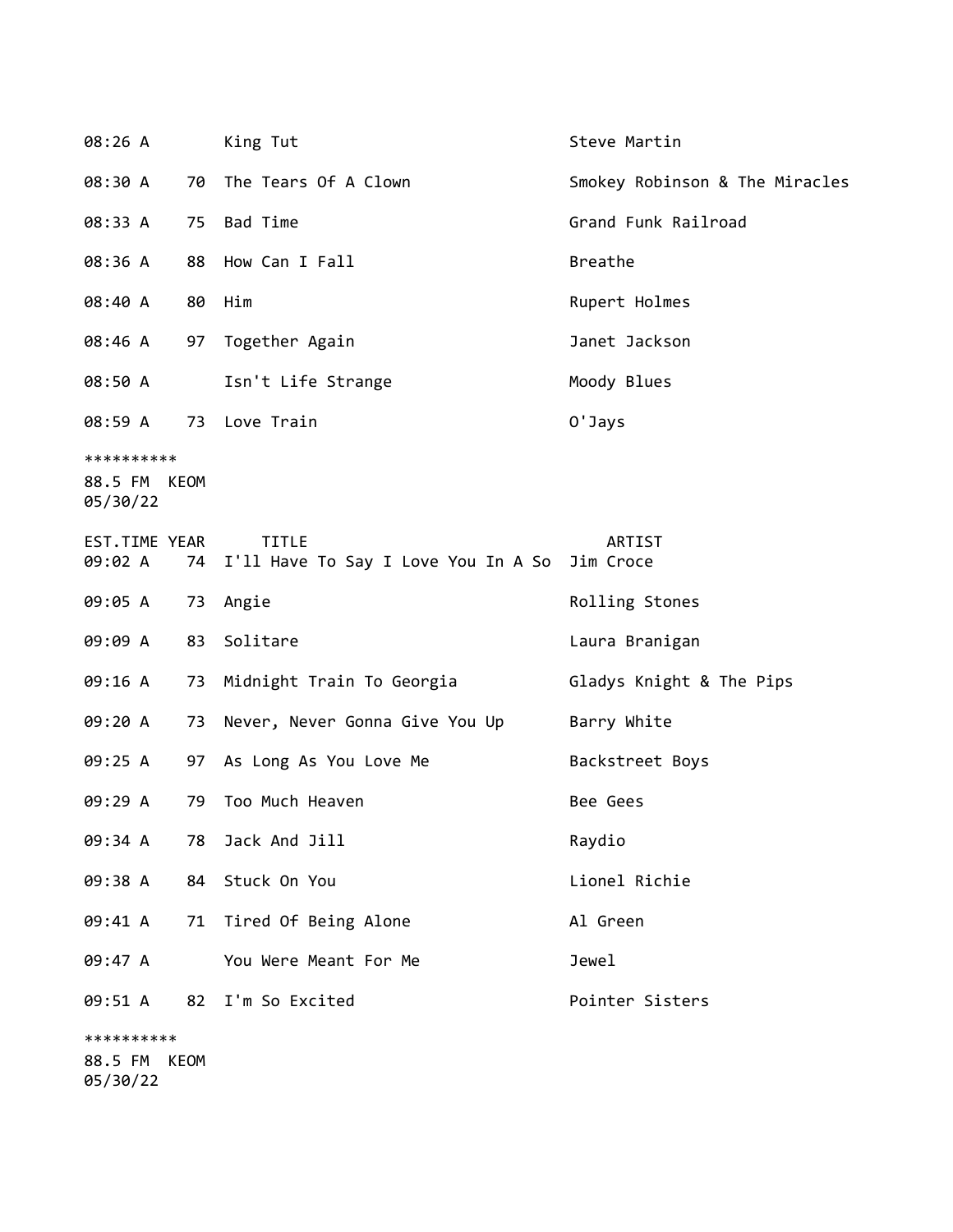| EST.TIME | YEAR | TITLE | ARTIST |
|---|---|---|---|
| 08:26 A | | King Tut | Steve Martin |
| 08:30 A | 70 | The Tears Of A Clown | Smokey Robinson & The Miracles |
| 08:33 A | 75 | Bad Time | Grand Funk Railroad |
| 08:36 A | 88 | How Can I Fall | Breathe |
| 08:40 A | 80 | Him | Rupert Holmes |
| 08:46 A | 97 | Together Again | Janet Jackson |
| 08:50 A | | Isn't Life Strange | Moody Blues |
| 08:59 A | 73 | Love Train | O'Jays |

**********
88.5 FM  KEOM
05/30/22

| EST.TIME | YEAR | TITLE | ARTIST |
|---|---|---|---|
| 09:02 A | 74 | I'll Have To Say I Love You In A So | Jim Croce |
| 09:05 A | 73 | Angie | Rolling Stones |
| 09:09 A | 83 | Solitare | Laura Branigan |
| 09:16 A | 73 | Midnight Train To Georgia | Gladys Knight & The Pips |
| 09:20 A | 73 | Never, Never Gonna Give You Up | Barry White |
| 09:25 A | 97 | As Long As You Love Me | Backstreet Boys |
| 09:29 A | 79 | Too Much Heaven | Bee Gees |
| 09:34 A | 78 | Jack And Jill | Raydio |
| 09:38 A | 84 | Stuck On You | Lionel Richie |
| 09:41 A | 71 | Tired Of Being Alone | Al Green |
| 09:47 A | | You Were Meant For Me | Jewel |
| 09:51 A | 82 | I'm So Excited | Pointer Sisters |

**********
88.5 FM  KEOM
05/30/22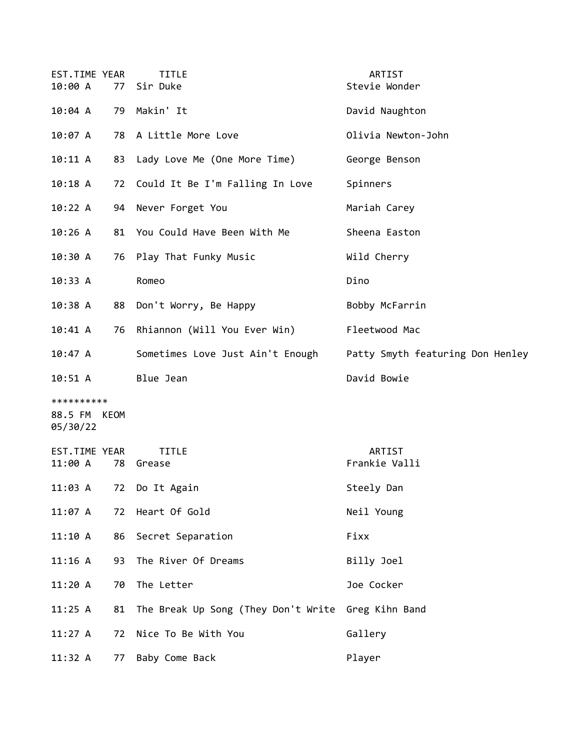| EST.TIME | YEAR | TITLE | ARTIST |
|---|---|---|---|
| 10:00 A | 77 | Sir Duke | Stevie Wonder |
| 10:04 A | 79 | Makin' It | David Naughton |
| 10:07 A | 78 | A Little More Love | Olivia Newton-John |
| 10:11 A | 83 | Lady Love Me (One More Time) | George Benson |
| 10:18 A | 72 | Could It Be I'm Falling In Love | Spinners |
| 10:22 A | 94 | Never Forget You | Mariah Carey |
| 10:26 A | 81 | You Could Have Been With Me | Sheena Easton |
| 10:30 A | 76 | Play That Funky Music | Wild Cherry |
| 10:33 A | | Romeo | Dino |
| 10:38 A | 88 | Don't Worry, Be Happy | Bobby McFarrin |
| 10:41 A | 76 | Rhiannon (Will You Ever Win) | Fleetwood Mac |
| 10:47 A | | Sometimes Love Just Ain't Enough | Patty Smyth featuring Don Henley |
| 10:51 A | | Blue Jean | David Bowie |

**********
88.5 FM KEOM
05/30/22

| EST.TIME | YEAR | TITLE | ARTIST |
|---|---|---|---|
| 11:00 A | 78 | Grease | Frankie Valli |
| 11:03 A | 72 | Do It Again | Steely Dan |
| 11:07 A | 72 | Heart Of Gold | Neil Young |
| 11:10 A | 86 | Secret Separation | Fixx |
| 11:16 A | 93 | The River Of Dreams | Billy Joel |
| 11:20 A | 70 | The Letter | Joe Cocker |
| 11:25 A | 81 | The Break Up Song (They Don't Write | Greg Kihn Band |
| 11:27 A | 72 | Nice To Be With You | Gallery |
| 11:32 A | 77 | Baby Come Back | Player |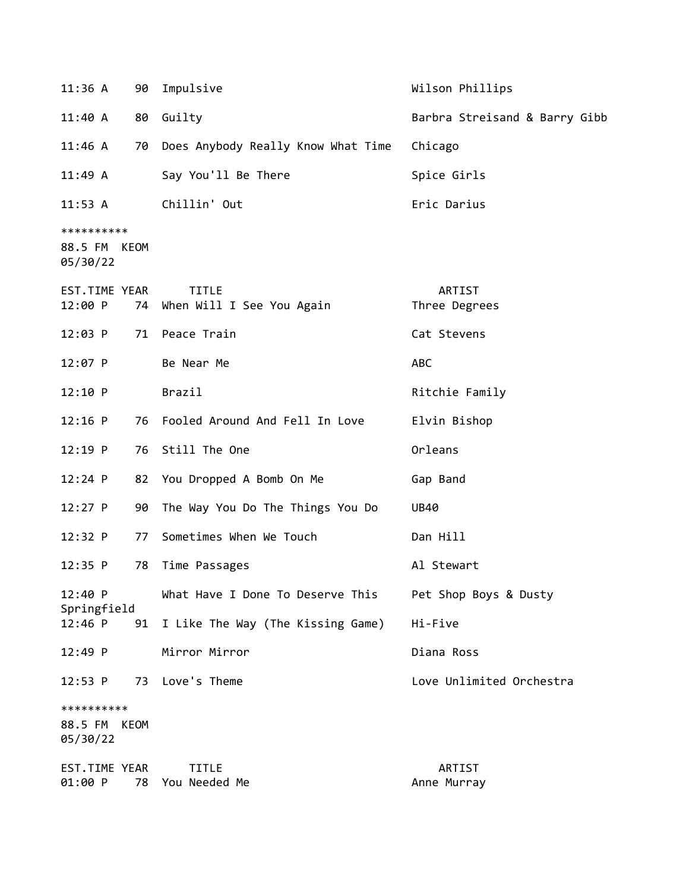| EST.TIME | YEAR | TITLE | ARTIST |
|---|---|---|---|
| 11:36 A | 90 | Impulsive | Wilson Phillips |
| 11:40 A | 80 | Guilty | Barbra Streisand & Barry Gibb |
| 11:46 A | 70 | Does Anybody Really Know What Time | Chicago |
| 11:49 A | | Say You'll Be There | Spice Girls |
| 11:53 A | | Chillin' Out | Eric Darius |

**********
88.5 FM KEOM
05/30/22

| EST.TIME | YEAR | TITLE | ARTIST |
|---|---|---|---|
| 12:00 P | 74 | When Will I See You Again | Three Degrees |
| 12:03 P | 71 | Peace Train | Cat Stevens |
| 12:07 P | | Be Near Me | ABC |
| 12:10 P | | Brazil | Ritchie Family |
| 12:16 P | 76 | Fooled Around And Fell In Love | Elvin Bishop |
| 12:19 P | 76 | Still The One | Orleans |
| 12:24 P | 82 | You Dropped A Bomb On Me | Gap Band |
| 12:27 P | 90 | The Way You Do The Things You Do | UB40 |
| 12:32 P | 77 | Sometimes When We Touch | Dan Hill |
| 12:35 P | 78 | Time Passages | Al Stewart |
| 12:40 P | | What Have I Done To Deserve This | Pet Shop Boys & Dusty Springfield |
| 12:46 P | 91 | I Like The Way (The Kissing Game) | Hi-Five |
| 12:49 P | | Mirror Mirror | Diana Ross |
| 12:53 P | 73 | Love's Theme | Love Unlimited Orchestra |

**********
88.5 FM KEOM
05/30/22

| EST.TIME | YEAR | TITLE | ARTIST |
|---|---|---|---|
| 01:00 P | 78 | You Needed Me | Anne Murray |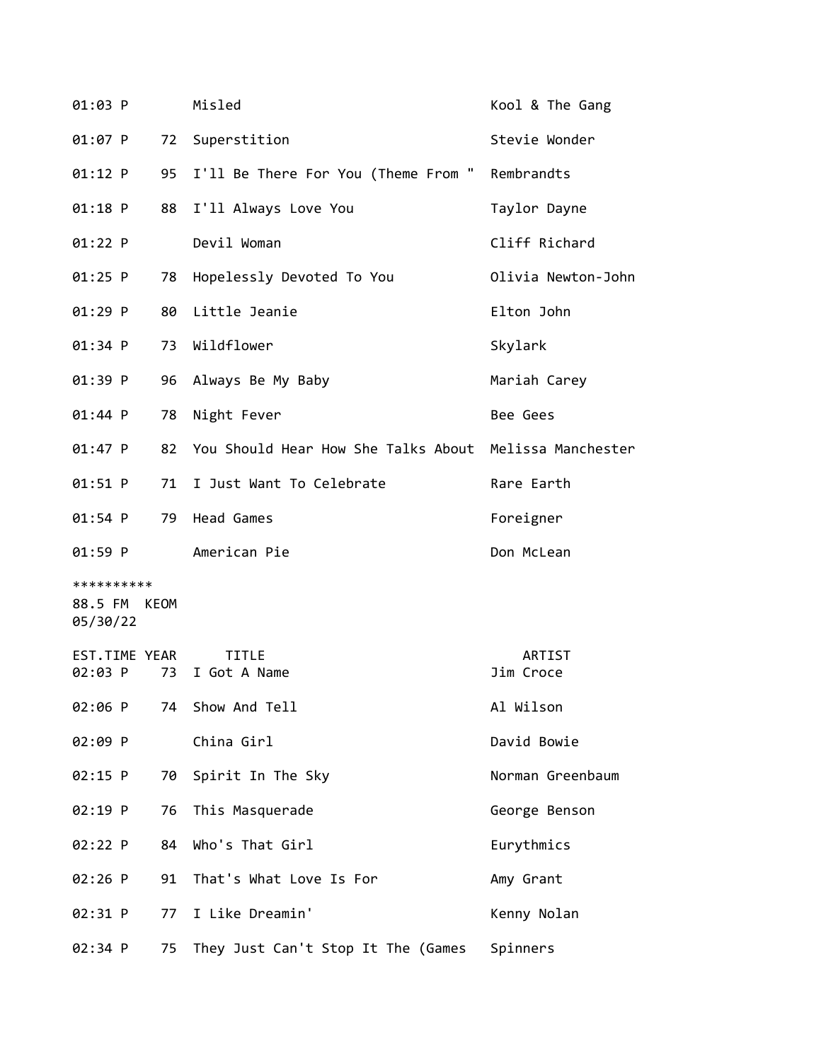| | | | |
|---|---|---|---|
| 01:03 P | | Misled | Kool & The Gang |
| 01:07 P | 72 | Superstition | Stevie Wonder |
| 01:12 P | 95 | I'll Be There For You (Theme From " | Rembrandts |
| 01:18 P | 88 | I'll Always Love You | Taylor Dayne |
| 01:22 P | | Devil Woman | Cliff Richard |
| 01:25 P | 78 | Hopelessly Devoted To You | Olivia Newton-John |
| 01:29 P | 80 | Little Jeanie | Elton John |
| 01:34 P | 73 | Wildflower | Skylark |
| 01:39 P | 96 | Always Be My Baby | Mariah Carey |
| 01:44 P | 78 | Night Fever | Bee Gees |
| 01:47 P | 82 | You Should Hear How She Talks About | Melissa Manchester |
| 01:51 P | 71 | I Just Want To Celebrate | Rare Earth |
| 01:54 P | 79 | Head Games | Foreigner |
| 01:59 P | | American Pie | Don McLean |

**********
88.5 FM KEOM
05/30/22

| EST.TIME | YEAR | TITLE | ARTIST |
|---|---|---|---|
| 02:03 P | 73 | I Got A Name | Jim Croce |
| 02:06 P | 74 | Show And Tell | Al Wilson |
| 02:09 P | | China Girl | David Bowie |
| 02:15 P | 70 | Spirit In The Sky | Norman Greenbaum |
| 02:19 P | 76 | This Masquerade | George Benson |
| 02:22 P | 84 | Who's That Girl | Eurythmics |
| 02:26 P | 91 | That's What Love Is For | Amy Grant |
| 02:31 P | 77 | I Like Dreamin' | Kenny Nolan |
| 02:34 P | 75 | They Just Can't Stop It The (Games | Spinners |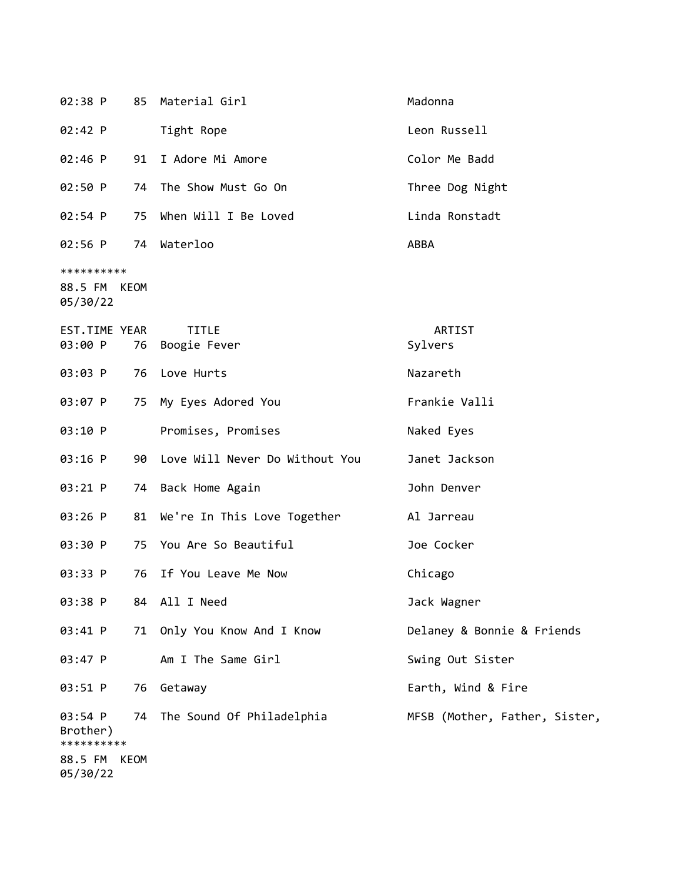| EST.TIME | YEAR | TITLE | ARTIST |
|---|---|---|---|
| 02:38 P | 85 | Material Girl | Madonna |
| 02:42 P | | Tight Rope | Leon Russell |
| 02:46 P | 91 | I Adore Mi Amore | Color Me Badd |
| 02:50 P | 74 | The Show Must Go On | Three Dog Night |
| 02:54 P | 75 | When Will I Be Loved | Linda Ronstadt |
| 02:56 P | 74 | Waterloo | ABBA |

**********
88.5 FM KEOM
05/30/22

| EST.TIME | YEAR | TITLE | ARTIST |
|---|---|---|---|
| 03:00 P | 76 | Boogie Fever | Sylvers |
| 03:03 P | 76 | Love Hurts | Nazareth |
| 03:07 P | 75 | My Eyes Adored You | Frankie Valli |
| 03:10 P | | Promises, Promises | Naked Eyes |
| 03:16 P | 90 | Love Will Never Do Without You | Janet Jackson |
| 03:21 P | 74 | Back Home Again | John Denver |
| 03:26 P | 81 | We're In This Love Together | Al Jarreau |
| 03:30 P | 75 | You Are So Beautiful | Joe Cocker |
| 03:33 P | 76 | If You Leave Me Now | Chicago |
| 03:38 P | 84 | All I Need | Jack Wagner |
| 03:41 P | 71 | Only You Know And I Know | Delaney & Bonnie & Friends |
| 03:47 P | | Am I The Same Girl | Swing Out Sister |
| 03:51 P | 76 | Getaway | Earth, Wind & Fire |
| 03:54 P | 74 | The Sound Of Philadelphia | MFSB (Mother, Father, Sister, Brother) |

**********
88.5 FM KEOM
05/30/22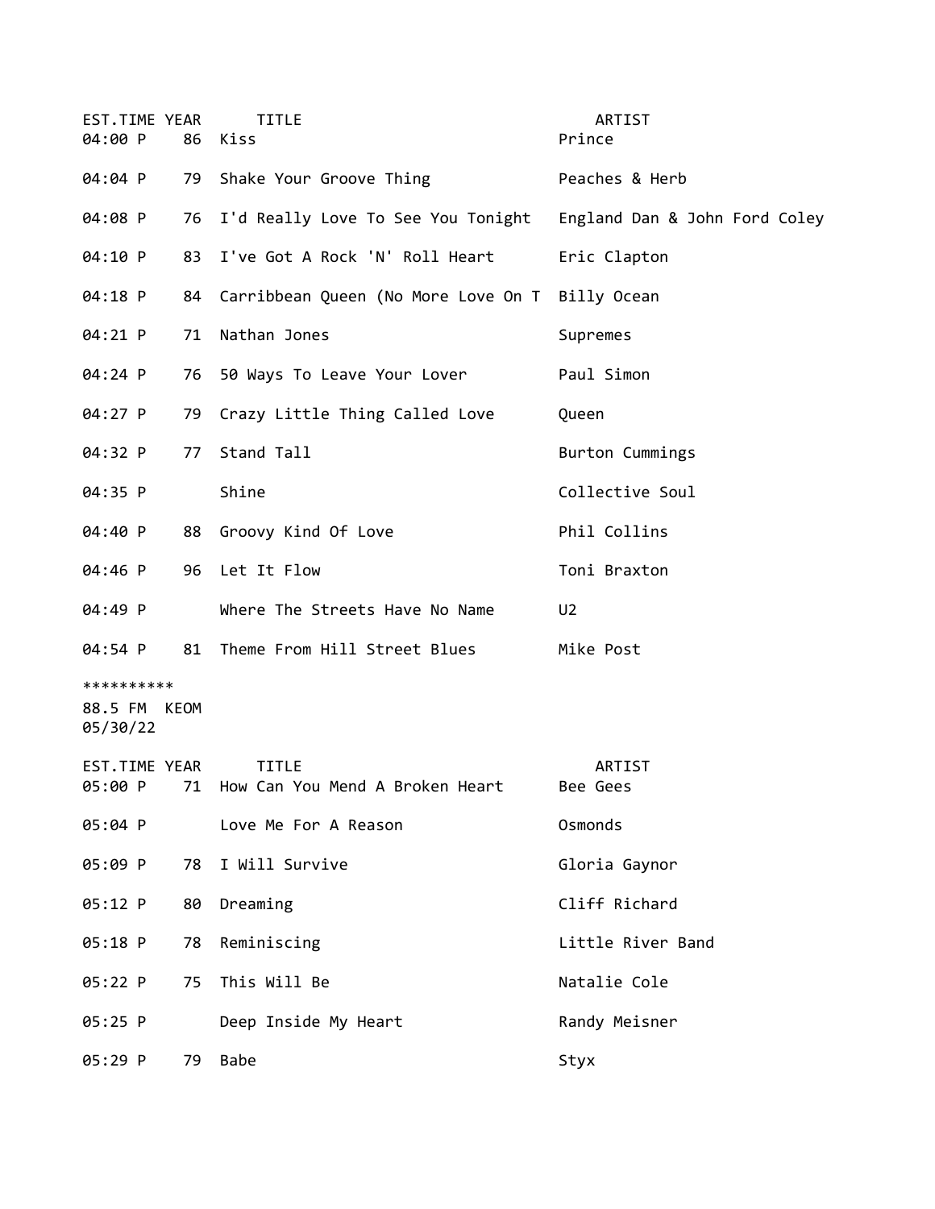| EST.TIME | YEAR | TITLE | ARTIST |
|---|---|---|---|
| 04:00 P | 86 | Kiss | Prince |
| 04:04 P | 79 | Shake Your Groove Thing | Peaches & Herb |
| 04:08 P | 76 | I'd Really Love To See You Tonight | England Dan & John Ford Coley |
| 04:10 P | 83 | I've Got A Rock 'N' Roll Heart | Eric Clapton |
| 04:18 P | 84 | Carribbean Queen (No More Love On T | Billy Ocean |
| 04:21 P | 71 | Nathan Jones | Supremes |
| 04:24 P | 76 | 50 Ways To Leave Your Lover | Paul Simon |
| 04:27 P | 79 | Crazy Little Thing Called Love | Queen |
| 04:32 P | 77 | Stand Tall | Burton Cummings |
| 04:35 P | | Shine | Collective Soul |
| 04:40 P | 88 | Groovy Kind Of Love | Phil Collins |
| 04:46 P | 96 | Let It Flow | Toni Braxton |
| 04:49 P | | Where The Streets Have No Name | U2 |
| 04:54 P | 81 | Theme From Hill Street Blues | Mike Post |

**********
88.5 FM KEOM
05/30/22

| EST.TIME | YEAR | TITLE | ARTIST |
|---|---|---|---|
| 05:00 P | 71 | How Can You Mend A Broken Heart | Bee Gees |
| 05:04 P | | Love Me For A Reason | Osmonds |
| 05:09 P | 78 | I Will Survive | Gloria Gaynor |
| 05:12 P | 80 | Dreaming | Cliff Richard |
| 05:18 P | 78 | Reminiscing | Little River Band |
| 05:22 P | 75 | This Will Be | Natalie Cole |
| 05:25 P | | Deep Inside My Heart | Randy Meisner |
| 05:29 P | 79 | Babe | Styx |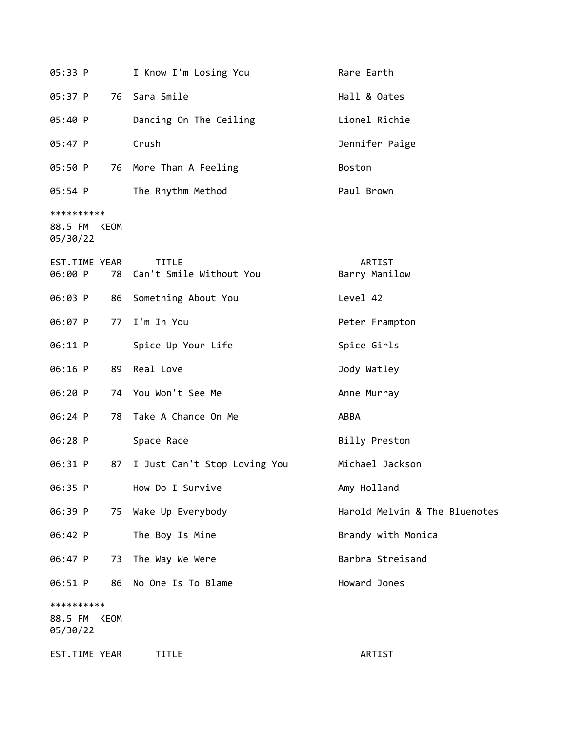| EST.TIME | YEAR | TITLE | ARTIST |
|---|---|---|---|
| 05:33 P | | I Know I'm Losing You | Rare Earth |
| 05:37 P | 76 | Sara Smile | Hall & Oates |
| 05:40 P | | Dancing On The Ceiling | Lionel Richie |
| 05:47 P | | Crush | Jennifer Paige |
| 05:50 P | 76 | More Than A Feeling | Boston |
| 05:54 P | | The Rhythm Method | Paul Brown |

**********
88.5 FM KEOM
05/30/22

| EST.TIME | YEAR | TITLE | ARTIST |
|---|---|---|---|
| 06:00 P | 78 | Can't Smile Without You | Barry Manilow |
| 06:03 P | 86 | Something About You | Level 42 |
| 06:07 P | 77 | I'm In You | Peter Frampton |
| 06:11 P | | Spice Up Your Life | Spice Girls |
| 06:16 P | 89 | Real Love | Jody Watley |
| 06:20 P | 74 | You Won't See Me | Anne Murray |
| 06:24 P | 78 | Take A Chance On Me | ABBA |
| 06:28 P | | Space Race | Billy Preston |
| 06:31 P | 87 | I Just Can't Stop Loving You | Michael Jackson |
| 06:35 P | | How Do I Survive | Amy Holland |
| 06:39 P | 75 | Wake Up Everybody | Harold Melvin & The Bluenotes |
| 06:42 P | | The Boy Is Mine | Brandy with Monica |
| 06:47 P | 73 | The Way We Were | Barbra Streisand |
| 06:51 P | 86 | No One Is To Blame | Howard Jones |

**********
88.5 FM KEOM
05/30/22

| EST.TIME | YEAR | TITLE | ARTIST |
|---|---|---|---|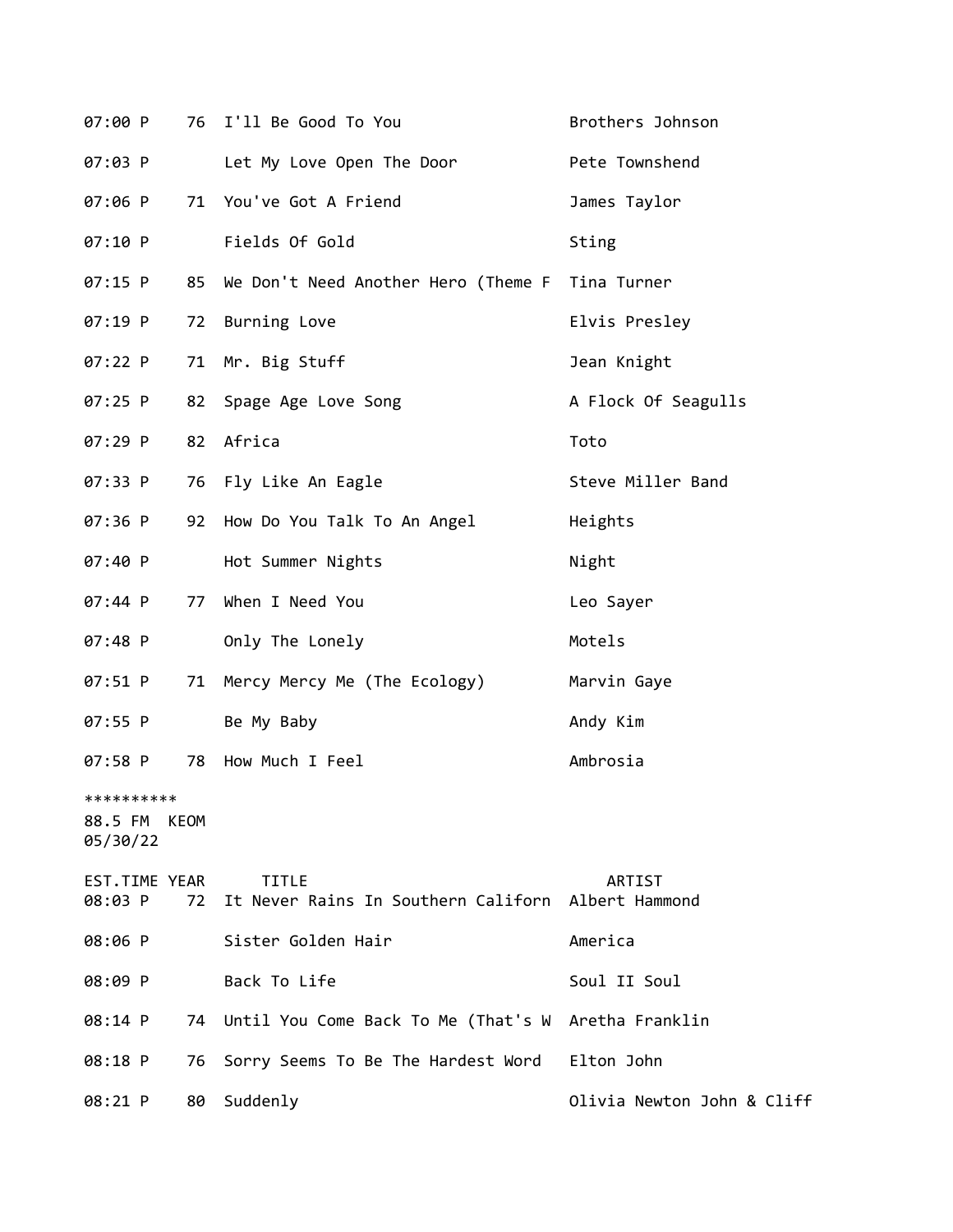| EST.TIME | YEAR | TITLE | ARTIST |
|---|---|---|---|
| 07:00 P | 76 | I'll Be Good To You | Brothers Johnson |
| 07:03 P | | Let My Love Open The Door | Pete Townshend |
| 07:06 P | 71 | You've Got A Friend | James Taylor |
| 07:10 P | | Fields Of Gold | Sting |
| 07:15 P | 85 | We Don't Need Another Hero (Theme F | Tina Turner |
| 07:19 P | 72 | Burning Love | Elvis Presley |
| 07:22 P | 71 | Mr. Big Stuff | Jean Knight |
| 07:25 P | 82 | Spage Age Love Song | A Flock Of Seagulls |
| 07:29 P | 82 | Africa | Toto |
| 07:33 P | 76 | Fly Like An Eagle | Steve Miller Band |
| 07:36 P | 92 | How Do You Talk To An Angel | Heights |
| 07:40 P | | Hot Summer Nights | Night |
| 07:44 P | 77 | When I Need You | Leo Sayer |
| 07:48 P | | Only The Lonely | Motels |
| 07:51 P | 71 | Mercy Mercy Me (The Ecology) | Marvin Gaye |
| 07:55 P | | Be My Baby | Andy Kim |
| 07:58 P | 78 | How Much I Feel | Ambrosia |

**********
88.5 FM KEOM
05/30/22

| EST.TIME | YEAR | TITLE | ARTIST |
|---|---|---|---|
| 08:03 P | 72 | It Never Rains In Southern Californ | Albert Hammond |
| 08:06 P | | Sister Golden Hair | America |
| 08:09 P | | Back To Life | Soul II Soul |
| 08:14 P | 74 | Until You Come Back To Me (That's W | Aretha Franklin |
| 08:18 P | 76 | Sorry Seems To Be The Hardest Word | Elton John |
| 08:21 P | 80 | Suddenly | Olivia Newton John & Cliff |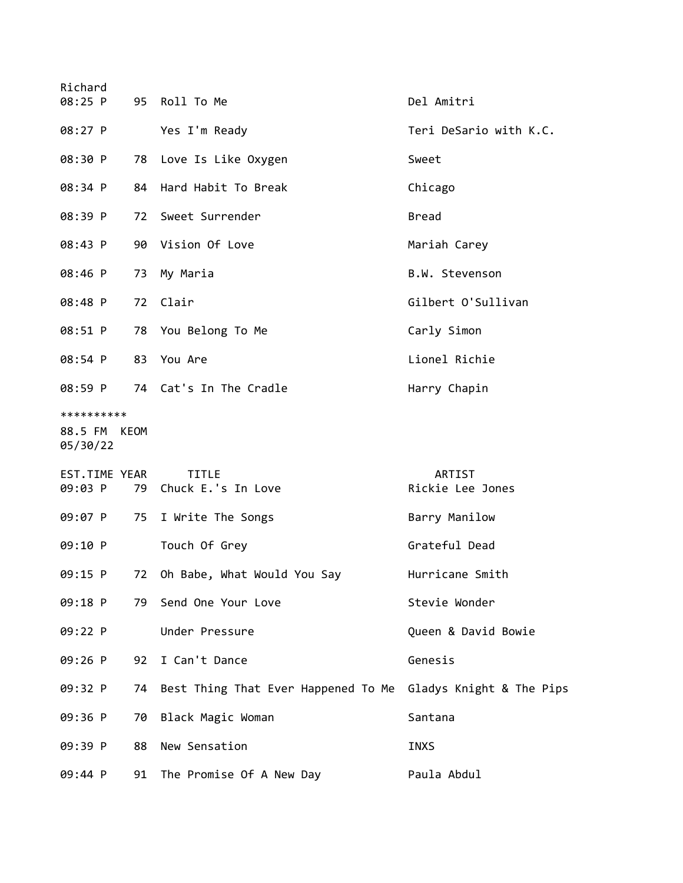Richard

| EST.TIME | YEAR | TITLE | ARTIST |
|---|---|---|---|
| 08:25 P | 95 | Roll To Me | Del Amitri |
| 08:27 P | | Yes I'm Ready | Teri DeSario with K.C. |
| 08:30 P | 78 | Love Is Like Oxygen | Sweet |
| 08:34 P | 84 | Hard Habit To Break | Chicago |
| 08:39 P | 72 | Sweet Surrender | Bread |
| 08:43 P | 90 | Vision Of Love | Mariah Carey |
| 08:46 P | 73 | My Maria | B.W. Stevenson |
| 08:48 P | 72 | Clair | Gilbert O'Sullivan |
| 08:51 P | 78 | You Belong To Me | Carly Simon |
| 08:54 P | 83 | You Are | Lionel Richie |
| 08:59 P | 74 | Cat's In The Cradle | Harry Chapin |

**********

88.5 FM KEOM
05/30/22

| EST.TIME | YEAR | TITLE | ARTIST |
|---|---|---|---|
| 09:03 P | 79 | Chuck E.'s In Love | Rickie Lee Jones |
| 09:07 P | 75 | I Write The Songs | Barry Manilow |
| 09:10 P | | Touch Of Grey | Grateful Dead |
| 09:15 P | 72 | Oh Babe, What Would You Say | Hurricane Smith |
| 09:18 P | 79 | Send One Your Love | Stevie Wonder |
| 09:22 P | | Under Pressure | Queen & David Bowie |
| 09:26 P | 92 | I Can't Dance | Genesis |
| 09:32 P | 74 | Best Thing That Ever Happened To Me | Gladys Knight & The Pips |
| 09:36 P | 70 | Black Magic Woman | Santana |
| 09:39 P | 88 | New Sensation | INXS |
| 09:44 P | 91 | The Promise Of A New Day | Paula Abdul |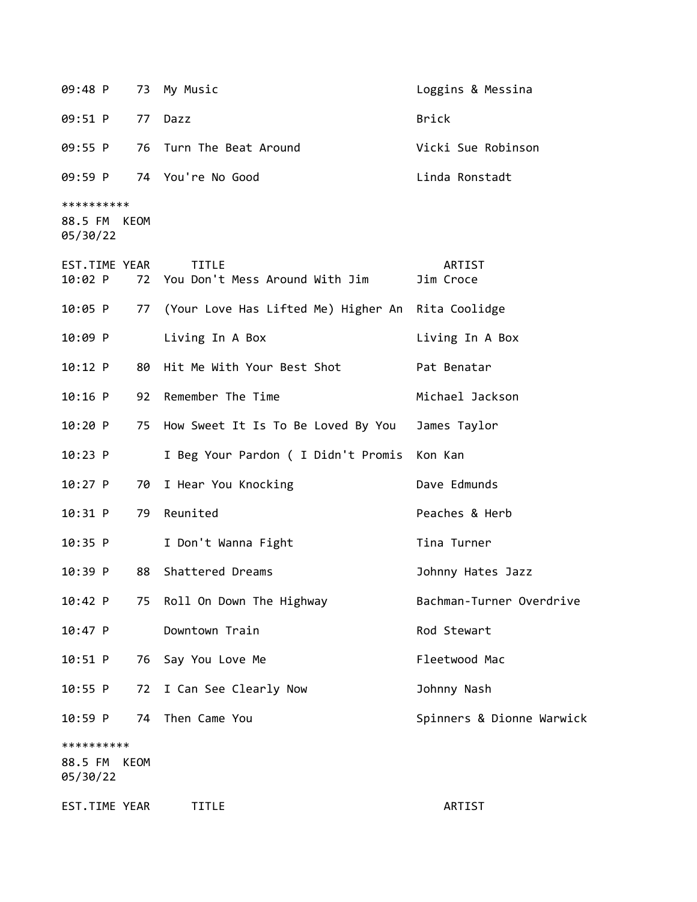| EST.TIME | YEAR | TITLE | ARTIST |
|---|---|---|---|
| 09:48 P | 73 | My Music | Loggins & Messina |
| 09:51 P | 77 | Dazz | Brick |
| 09:55 P | 76 | Turn The Beat Around | Vicki Sue Robinson |
| 09:59 P | 74 | You're No Good | Linda Ronstadt |

**********
88.5 FM KEOM
05/30/22

| EST.TIME | YEAR | TITLE | ARTIST |
|---|---|---|---|
| 10:02 P | 72 | You Don't Mess Around With Jim | Jim Croce |
| 10:05 P | 77 | (Your Love Has Lifted Me) Higher An | Rita Coolidge |
| 10:09 P | | Living In A Box | Living In A Box |
| 10:12 P | 80 | Hit Me With Your Best Shot | Pat Benatar |
| 10:16 P | 92 | Remember The Time | Michael Jackson |
| 10:20 P | 75 | How Sweet It Is To Be Loved By You | James Taylor |
| 10:23 P | | I Beg Your Pardon ( I Didn't Promis | Kon Kan |
| 10:27 P | 70 | I Hear You Knocking | Dave Edmunds |
| 10:31 P | 79 | Reunited | Peaches & Herb |
| 10:35 P | | I Don't Wanna Fight | Tina Turner |
| 10:39 P | 88 | Shattered Dreams | Johnny Hates Jazz |
| 10:42 P | 75 | Roll On Down The Highway | Bachman-Turner Overdrive |
| 10:47 P | | Downtown Train | Rod Stewart |
| 10:51 P | 76 | Say You Love Me | Fleetwood Mac |
| 10:55 P | 72 | I Can See Clearly Now | Johnny Nash |
| 10:59 P | 74 | Then Came You | Spinners & Dionne Warwick |

**********
88.5 FM KEOM
05/30/22

| EST.TIME | YEAR | TITLE | ARTIST |
|---|---|---|---|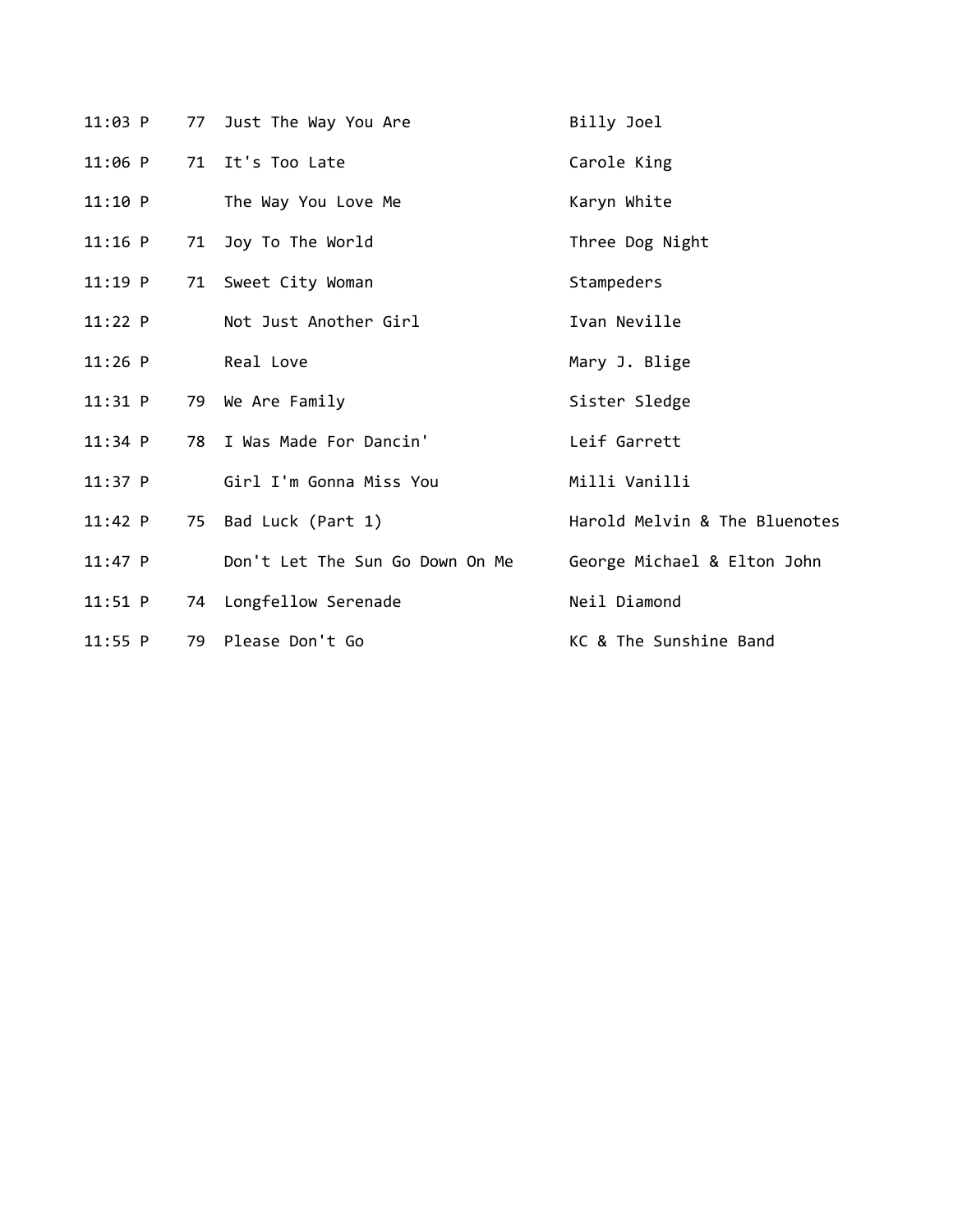| | | | |
|---|---|---|---|
| 11:03 P | 77 | Just The Way You Are | Billy Joel |
| 11:06 P | 71 | It's Too Late | Carole King |
| 11:10 P | | The Way You Love Me | Karyn White |
| 11:16 P | 71 | Joy To The World | Three Dog Night |
| 11:19 P | 71 | Sweet City Woman | Stampeders |
| 11:22 P | | Not Just Another Girl | Ivan Neville |
| 11:26 P | | Real Love | Mary J. Blige |
| 11:31 P | 79 | We Are Family | Sister Sledge |
| 11:34 P | 78 | I Was Made For Dancin' | Leif Garrett |
| 11:37 P | | Girl I'm Gonna Miss You | Milli Vanilli |
| 11:42 P | 75 | Bad Luck (Part 1) | Harold Melvin & The Bluenotes |
| 11:47 P | | Don't Let The Sun Go Down On Me | George Michael & Elton John |
| 11:51 P | 74 | Longfellow Serenade | Neil Diamond |
| 11:55 P | 79 | Please Don't Go | KC & The Sunshine Band |